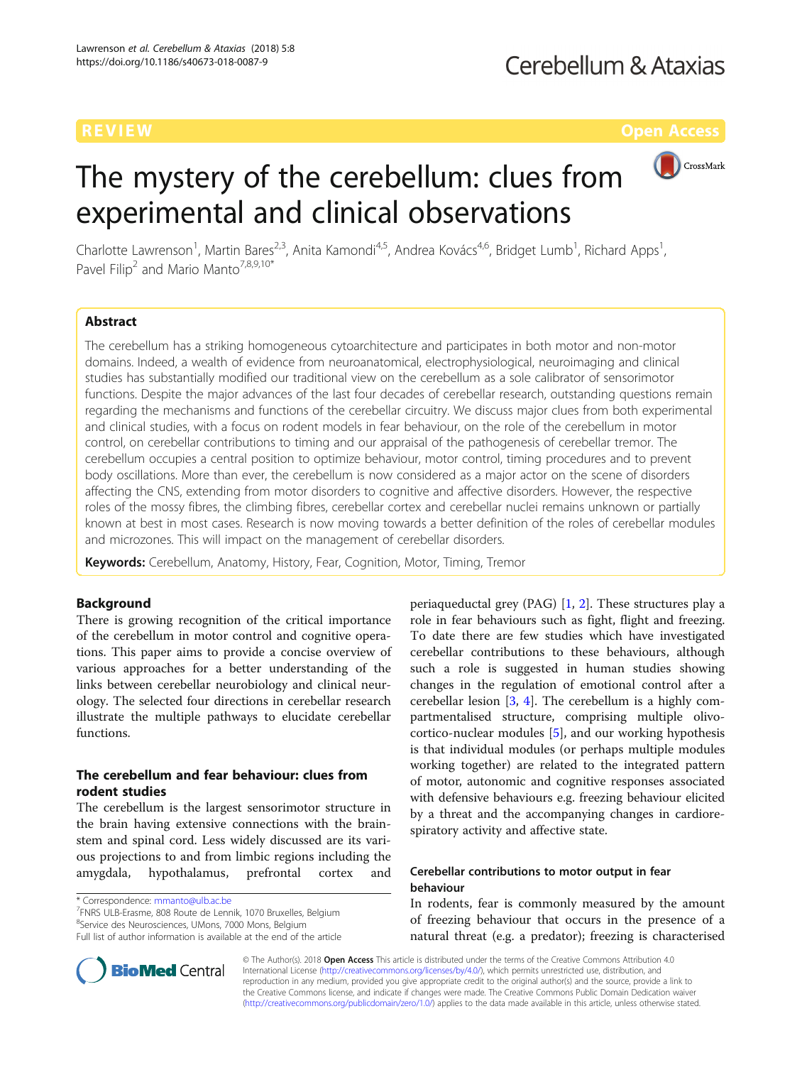REVIEW Open Access

# The mystery of the cerebellum: clues from experimental and clinical observations

Charlotte Lawrenson[1], Martin Bares[2,3], Anita Kamondi[4,5], Andrea Kovács[4,6], Bridget Lumb[1], Richard Apps[1], Pavel Filip[2] and Mario Manto[7,8,9,10*]

## Abstract

The cerebellum has a striking homogeneous cytoarchitecture and participates in both motor and non-motor domains. Indeed, a wealth of evidence from neuroanatomical, electrophysiological, neuroimaging and clinical studies has substantially modified our traditional view on the cerebellum as a sole calibrator of sensorimotor functions. Despite the major advances of the last four decades of cerebellar research, outstanding questions remain regarding the mechanisms and functions of the cerebellar circuitry. We discuss major clues from both experimental and clinical studies, with a focus on rodent models in fear behaviour, on the role of the cerebellum in motor control, on cerebellar contributions to timing and our appraisal of the pathogenesis of cerebellar tremor. The cerebellum occupies a central position to optimize behaviour, motor control, timing procedures and to prevent body oscillations. More than ever, the cerebellum is now considered as a major actor on the scene of disorders affecting the CNS, extending from motor disorders to cognitive and affective disorders. However, the respective roles of the mossy fibres, the climbing fibres, cerebellar cortex and cerebellar nuclei remains unknown or partially known at best in most cases. Research is now moving towards a better definition of the roles of cerebellar modules and microzones. This will impact on the management of cerebellar disorders.

**Keywords:** Cerebellum, Anatomy, History, Fear, Cognition, Motor, Timing, Tremor

## Background

There is growing recognition of the critical importance of the cerebellum in motor control and cognitive operations. This paper aims to provide a concise overview of various approaches for a better understanding of the links between cerebellar neurobiology and clinical neurology. The selected four directions in cerebellar research illustrate the multiple pathways to elucidate cerebellar functions.

## The cerebellum and fear behaviour: clues from rodent studies

The cerebellum is the largest sensorimotor structure in the brain having extensive connections with the brainstem and spinal cord. Less widely discussed are its various projections to and from limbic regions including the amygdala, hypothalamus, prefrontal cortex and periaqueductal grey (PAG) [1, 2]. These structures play a role in fear behaviours such as fight, flight and freezing. To date there are few studies which have investigated cerebellar contributions to these behaviours, although such a role is suggested in human studies showing changes in the regulation of emotional control after a cerebellar lesion [3, 4]. The cerebellum is a highly compartmentalised structure, comprising multiple olivo-cortico-nuclear modules [5], and our working hypothesis is that individual modules (or perhaps multiple modules working together) are related to the integrated pattern of motor, autonomic and cognitive responses associated with defensive behaviours e.g. freezing behaviour elicited by a threat and the accompanying changes in cardiorespiratory activity and affective state.

### Cerebellar contributions to motor output in fear behaviour

In rodents, fear is commonly measured by the amount of freezing behaviour that occurs in the presence of a natural threat (e.g. a predator); freezing is characterised

\* Correspondence: mmanto@ulb.ac.be
[7]FNRS ULB-Erasme, 808 Route de Lennik, 1070 Bruxelles, Belgium
[8]Service des Neurosciences, UMons, 7000 Mons, Belgium
Full list of author information is available at the end of the article

© The Author(s). 2018 **Open Access** This article is distributed under the terms of the Creative Commons Attribution 4.0 International License (http://creativecommons.org/licenses/by/4.0/), which permits unrestricted use, distribution, and reproduction in any medium, provided you give appropriate credit to the original author(s) and the source, provide a link to the Creative Commons license, and indicate if changes were made. The Creative Commons Public Domain Dedication waiver (http://creativecommons.org/publicdomain/zero/1.0/) applies to the data made available in this article, unless otherwise stated.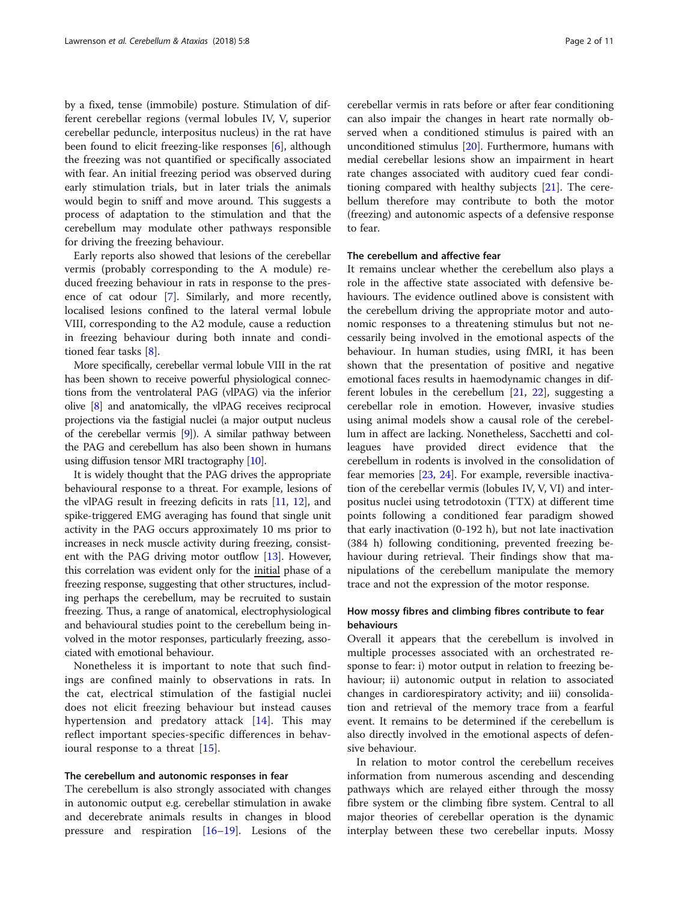by a fixed, tense (immobile) posture. Stimulation of different cerebellar regions (vermal lobules IV, V, superior cerebellar peduncle, interpositus nucleus) in the rat have been found to elicit freezing-like responses [6], although the freezing was not quantified or specifically associated with fear. An initial freezing period was observed during early stimulation trials, but in later trials the animals would begin to sniff and move around. This suggests a process of adaptation to the stimulation and that the cerebellum may modulate other pathways responsible for driving the freezing behaviour.

Early reports also showed that lesions of the cerebellar vermis (probably corresponding to the A module) reduced freezing behaviour in rats in response to the presence of cat odour [7]. Similarly, and more recently, localised lesions confined to the lateral vermal lobule VIII, corresponding to the A2 module, cause a reduction in freezing behaviour during both innate and conditioned fear tasks [8].

More specifically, cerebellar vermal lobule VIII in the rat has been shown to receive powerful physiological connections from the ventrolateral PAG (vlPAG) via the inferior olive [8] and anatomically, the vlPAG receives reciprocal projections via the fastigial nuclei (a major output nucleus of the cerebellar vermis [9]). A similar pathway between the PAG and cerebellum has also been shown in humans using diffusion tensor MRI tractography [10].

It is widely thought that the PAG drives the appropriate behavioural response to a threat. For example, lesions of the vlPAG result in freezing deficits in rats [11, 12], and spike-triggered EMG averaging has found that single unit activity in the PAG occurs approximately 10 ms prior to increases in neck muscle activity during freezing, consistent with the PAG driving motor outflow [13]. However, this correlation was evident only for the initial phase of a freezing response, suggesting that other structures, including perhaps the cerebellum, may be recruited to sustain freezing. Thus, a range of anatomical, electrophysiological and behavioural studies point to the cerebellum being involved in the motor responses, particularly freezing, associated with emotional behaviour.

Nonetheless it is important to note that such findings are confined mainly to observations in rats. In the cat, electrical stimulation of the fastigial nuclei does not elicit freezing behaviour but instead causes hypertension and predatory attack [14]. This may reflect important species-specific differences in behavioural response to a threat [15].

### The cerebellum and autonomic responses in fear

The cerebellum is also strongly associated with changes in autonomic output e.g. cerebellar stimulation in awake and decerebrate animals results in changes in blood pressure and respiration [16–19]. Lesions of the cerebellar vermis in rats before or after fear conditioning can also impair the changes in heart rate normally observed when a conditioned stimulus is paired with an unconditioned stimulus [20]. Furthermore, humans with medial cerebellar lesions show an impairment in heart rate changes associated with auditory cued fear conditioning compared with healthy subjects [21]. The cerebellum therefore may contribute to both the motor (freezing) and autonomic aspects of a defensive response to fear.

### The cerebellum and affective fear

It remains unclear whether the cerebellum also plays a role in the affective state associated with defensive behaviours. The evidence outlined above is consistent with the cerebellum driving the appropriate motor and autonomic responses to a threatening stimulus but not necessarily being involved in the emotional aspects of the behaviour. In human studies, using fMRI, it has been shown that the presentation of positive and negative emotional faces results in haemodynamic changes in different lobules in the cerebellum [21, 22], suggesting a cerebellar role in emotion. However, invasive studies using animal models show a causal role of the cerebellum in affect are lacking. Nonetheless, Sacchetti and colleagues have provided direct evidence that the cerebellum in rodents is involved in the consolidation of fear memories [23, 24]. For example, reversible inactivation of the cerebellar vermis (lobules IV, V, VI) and interpositus nuclei using tetrodotoxin (TTX) at different time points following a conditioned fear paradigm showed that early inactivation (0-192 h), but not late inactivation (384 h) following conditioning, prevented freezing behaviour during retrieval. Their findings show that manipulations of the cerebellum manipulate the memory trace and not the expression of the motor response.

### How mossy fibres and climbing fibres contribute to fear behaviours

Overall it appears that the cerebellum is involved in multiple processes associated with an orchestrated response to fear: i) motor output in relation to freezing behaviour; ii) autonomic output in relation to associated changes in cardiorespiratory activity; and iii) consolidation and retrieval of the memory trace from a fearful event. It remains to be determined if the cerebellum is also directly involved in the emotional aspects of defensive behaviour.

In relation to motor control the cerebellum receives information from numerous ascending and descending pathways which are relayed either through the mossy fibre system or the climbing fibre system. Central to all major theories of cerebellar operation is the dynamic interplay between these two cerebellar inputs. Mossy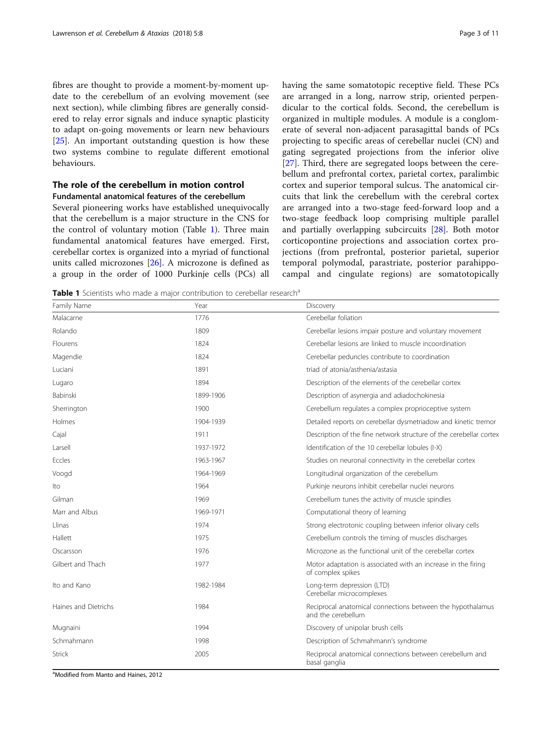fibres are thought to provide a moment-by-moment update to the cerebellum of an evolving movement (see next section), while climbing fibres are generally considered to relay error signals and induce synaptic plasticity to adapt on-going movements or learn new behaviours [25]. An important outstanding question is how these two systems combine to regulate different emotional behaviours.

## The role of the cerebellum in motion control

### Fundamental anatomical features of the cerebellum

Several pioneering works have established unequivocally that the cerebellum is a major structure in the CNS for the control of voluntary motion (Table 1). Three main fundamental anatomical features have emerged. First, cerebellar cortex is organized into a myriad of functional units called microzones [26]. A microzone is defined as a group in the order of 1000 Purkinje cells (PCs) all having the same somatotopic receptive field. These PCs are arranged in a long, narrow strip, oriented perpendicular to the cortical folds. Second, the cerebellum is organized in multiple modules. A module is a conglomerate of several non-adjacent parasagittal bands of PCs projecting to specific areas of cerebellar nuclei (CN) and gating segregated projections from the inferior olive [27]. Third, there are segregated loops between the cerebellum and prefrontal cortex, parietal cortex, paralimbic cortex and superior temporal sulcus. The anatomical circuits that link the cerebellum with the cerebral cortex are arranged into a two-stage feed-forward loop and a two-stage feedback loop comprising multiple parallel and partially overlapping subcircuits [28]. Both motor corticopontine projections and association cortex projections (from prefrontal, posterior parietal, superior temporal polymodal, parastriate, posterior parahippocampal and cingulate regions) are somatotopically

**Table 1** Scientists who made a major contribution to cerebellar research[a]

| Family Name | Year | Discovery |
|---|---|---|
| Malacarne | 1776 | Cerebellar foliation |
| Rolando | 1809 | Cerebellar lesions impair posture and voluntary movement |
| Flourens | 1824 | Cerebellar lesions are linked to muscle incoordination |
| Magendie | 1824 | Cerebellar peduncles contribute to coordination |
| Luciani | 1891 | triad of atonia/asthenia/astasia |
| Lugaro | 1894 | Description of the elements of the cerebellar cortex |
| Babinski | 1899-1906 | Description of asynergia and adiadochokinesia |
| Sherrington | 1900 | Cerebellum regulates a complex proprioceptive system |
| Holmes | 1904-1939 | Detailed reports on cerebellar dysmetriadow and kinetic tremor |
| Cajal | 1911 | Description of the fine network structure of the cerebellar cortex |
| Larsell | 1937-1972 | Identification of the 10 cerebellar lobules (I-X) |
| Eccles | 1963-1967 | Studies on neuronal connectivity in the cerebellar cortex |
| Voogd | 1964-1969 | Longitudinal organization of the cerebellum |
| Ito | 1964 | Purkinje neurons inhibit cerebellar nuclei neurons |
| Gilman | 1969 | Cerebellum tunes the activity of muscle spindles |
| Marr and Albus | 1969-1971 | Computational theory of learning |
| Llinas | 1974 | Strong electrotonic coupling between inferior olivary cells |
| Hallett | 1975 | Cerebellum controls the timing of muscles discharges |
| Oscarsson | 1976 | Microzone as the functional unit of the cerebellar cortex |
| Gilbert and Thach | 1977 | Motor adaptation is associated with an increase in the firing of complex spikes |
| Ito and Kano | 1982-1984 | Long-term depression (LTD) Cerebellar microcomplexes |
| Haines and Dietrichs | 1984 | Reciprocal anatomical connections between the hypothalamus and the cerebellum |
| Mugnaini | 1994 | Discovery of unipolar brush cells |
| Schmahmann | 1998 | Description of Schmahmann's syndrome |
| Strick | 2005 | Reciprocal anatomical connections between cerebellum and basal ganglia |

[a]Modified from Manto and Haines, 2012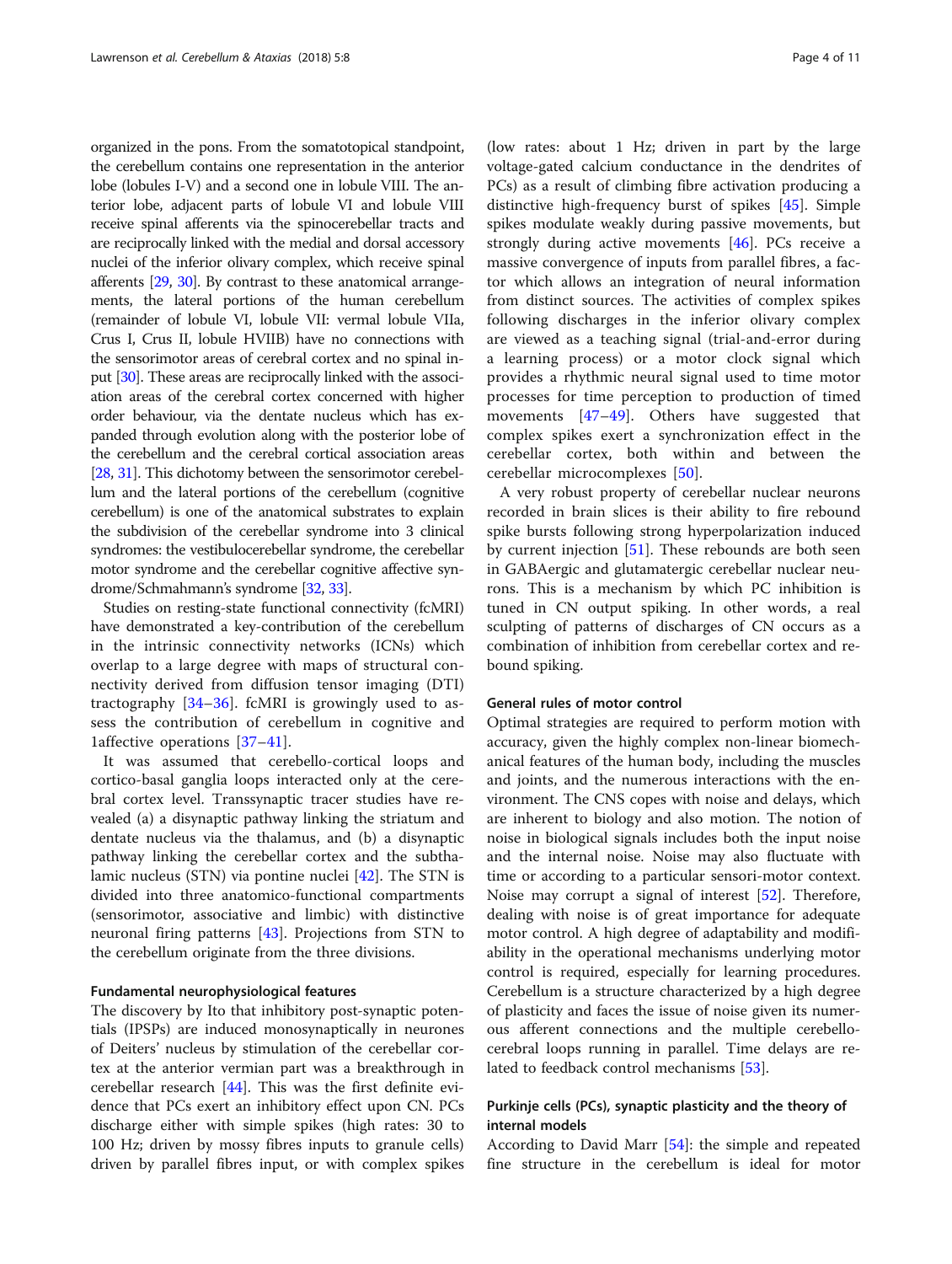organized in the pons. From the somatotopical standpoint, the cerebellum contains one representation in the anterior lobe (lobules I-V) and a second one in lobule VIII. The anterior lobe, adjacent parts of lobule VI and lobule VIII receive spinal afferents via the spinocerebellar tracts and are reciprocally linked with the medial and dorsal accessory nuclei of the inferior olivary complex, which receive spinal afferents [29, 30]. By contrast to these anatomical arrangements, the lateral portions of the human cerebellum (remainder of lobule VI, lobule VII: vermal lobule VIIa, Crus I, Crus II, lobule HVIIB) have no connections with the sensorimotor areas of cerebral cortex and no spinal input [30]. These areas are reciprocally linked with the association areas of the cerebral cortex concerned with higher order behaviour, via the dentate nucleus which has expanded through evolution along with the posterior lobe of the cerebellum and the cerebral cortical association areas [28, 31]. This dichotomy between the sensorimotor cerebellum and the lateral portions of the cerebellum (cognitive cerebellum) is one of the anatomical substrates to explain the subdivision of the cerebellar syndrome into 3 clinical syndromes: the vestibulocerebellar syndrome, the cerebellar motor syndrome and the cerebellar cognitive affective syndrome/Schmahmann's syndrome [32, 33].

Studies on resting-state functional connectivity (fcMRI) have demonstrated a key-contribution of the cerebellum in the intrinsic connectivity networks (ICNs) which overlap to a large degree with maps of structural connectivity derived from diffusion tensor imaging (DTI) tractography [34–36]. fcMRI is growingly used to assess the contribution of cerebellum in cognitive and 1affective operations [37–41].

It was assumed that cerebello-cortical loops and cortico-basal ganglia loops interacted only at the cerebral cortex level. Transsynaptic tracer studies have revealed (a) a disynaptic pathway linking the striatum and dentate nucleus via the thalamus, and (b) a disynaptic pathway linking the cerebellar cortex and the subthalamic nucleus (STN) via pontine nuclei [42]. The STN is divided into three anatomico-functional compartments (sensorimotor, associative and limbic) with distinctive neuronal firing patterns [43]. Projections from STN to the cerebellum originate from the three divisions.

### Fundamental neurophysiological features

The discovery by Ito that inhibitory post-synaptic potentials (IPSPs) are induced monosynaptically in neurones of Deiters' nucleus by stimulation of the cerebellar cortex at the anterior vermian part was a breakthrough in cerebellar research [44]. This was the first definite evidence that PCs exert an inhibitory effect upon CN. PCs discharge either with simple spikes (high rates: 30 to 100 Hz; driven by mossy fibres inputs to granule cells) driven by parallel fibres input, or with complex spikes (low rates: about 1 Hz; driven in part by the large voltage-gated calcium conductance in the dendrites of PCs) as a result of climbing fibre activation producing a distinctive high-frequency burst of spikes [45]. Simple spikes modulate weakly during passive movements, but strongly during active movements [46]. PCs receive a massive convergence of inputs from parallel fibres, a factor which allows an integration of neural information from distinct sources. The activities of complex spikes following discharges in the inferior olivary complex are viewed as a teaching signal (trial-and-error during a learning process) or a motor clock signal which provides a rhythmic neural signal used to time motor processes for time perception to production of timed movements [47–49]. Others have suggested that complex spikes exert a synchronization effect in the cerebellar cortex, both within and between the cerebellar microcomplexes [50].

A very robust property of cerebellar nuclear neurons recorded in brain slices is their ability to fire rebound spike bursts following strong hyperpolarization induced by current injection [51]. These rebounds are both seen in GABAergic and glutamatergic cerebellar nuclear neurons. This is a mechanism by which PC inhibition is tuned in CN output spiking. In other words, a real sculpting of patterns of discharges of CN occurs as a combination of inhibition from cerebellar cortex and rebound spiking.

### General rules of motor control

Optimal strategies are required to perform motion with accuracy, given the highly complex non-linear biomechanical features of the human body, including the muscles and joints, and the numerous interactions with the environment. The CNS copes with noise and delays, which are inherent to biology and also motion. The notion of noise in biological signals includes both the input noise and the internal noise. Noise may also fluctuate with time or according to a particular sensori-motor context. Noise may corrupt a signal of interest [52]. Therefore, dealing with noise is of great importance for adequate motor control. A high degree of adaptability and modifiability in the operational mechanisms underlying motor control is required, especially for learning procedures. Cerebellum is a structure characterized by a high degree of plasticity and faces the issue of noise given its numerous afferent connections and the multiple cerebello-cerebral loops running in parallel. Time delays are related to feedback control mechanisms [53].

## Purkinje cells (PCs), synaptic plasticity and the theory of internal models

According to David Marr [54]: the simple and repeated fine structure in the cerebellum is ideal for motor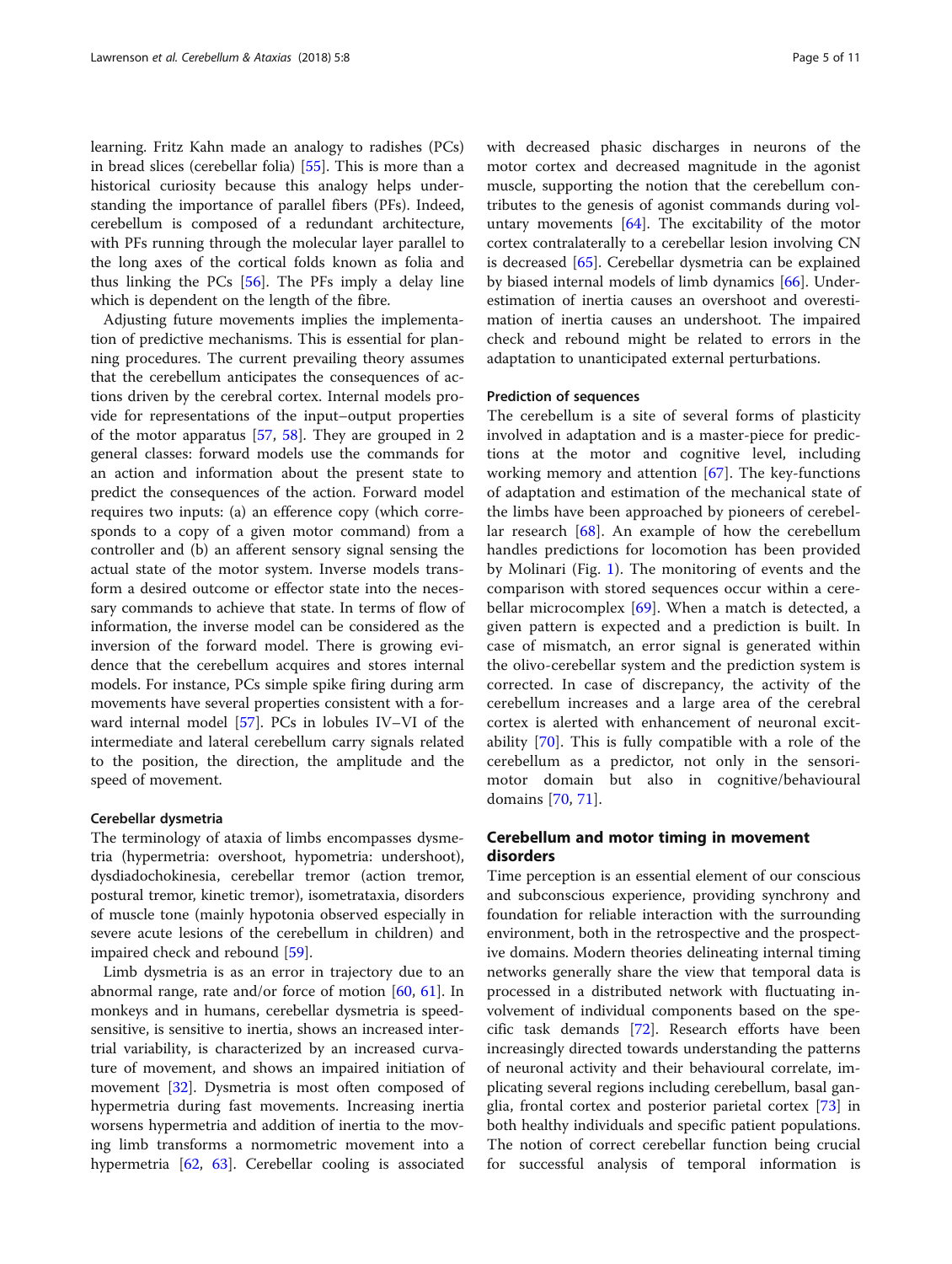learning. Fritz Kahn made an analogy to radishes (PCs) in bread slices (cerebellar folia) [55]. This is more than a historical curiosity because this analogy helps understanding the importance of parallel fibers (PFs). Indeed, cerebellum is composed of a redundant architecture, with PFs running through the molecular layer parallel to the long axes of the cortical folds known as folia and thus linking the PCs [56]. The PFs imply a delay line which is dependent on the length of the fibre.

Adjusting future movements implies the implementation of predictive mechanisms. This is essential for planning procedures. The current prevailing theory assumes that the cerebellum anticipates the consequences of actions driven by the cerebral cortex. Internal models provide for representations of the input–output properties of the motor apparatus [57, 58]. They are grouped in 2 general classes: forward models use the commands for an action and information about the present state to predict the consequences of the action. Forward model requires two inputs: (a) an efference copy (which corresponds to a copy of a given motor command) from a controller and (b) an afferent sensory signal sensing the actual state of the motor system. Inverse models transform a desired outcome or effector state into the necessary commands to achieve that state. In terms of flow of information, the inverse model can be considered as the inversion of the forward model. There is growing evidence that the cerebellum acquires and stores internal models. For instance, PCs simple spike firing during arm movements have several properties consistent with a forward internal model [57]. PCs in lobules IV–VI of the intermediate and lateral cerebellum carry signals related to the position, the direction, the amplitude and the speed of movement.

#### Cerebellar dysmetria

The terminology of ataxia of limbs encompasses dysmetria (hypermetria: overshoot, hypometria: undershoot), dysdiadochokinesia, cerebellar tremor (action tremor, postural tremor, kinetic tremor), isometrataxia, disorders of muscle tone (mainly hypotonia observed especially in severe acute lesions of the cerebellum in children) and impaired check and rebound [59].

Limb dysmetria is as an error in trajectory due to an abnormal range, rate and/or force of motion [60, 61]. In monkeys and in humans, cerebellar dysmetria is speed-sensitive, is sensitive to inertia, shows an increased inter-trial variability, is characterized by an increased curvature of movement, and shows an impaired initiation of movement [32]. Dysmetria is most often composed of hypermetria during fast movements. Increasing inertia worsens hypermetria and addition of inertia to the moving limb transforms a normometric movement into a hypermetria [62, 63]. Cerebellar cooling is associated with decreased phasic discharges in neurons of the motor cortex and decreased magnitude in the agonist muscle, supporting the notion that the cerebellum contributes to the genesis of agonist commands during voluntary movements [64]. The excitability of the motor cortex contralaterally to a cerebellar lesion involving CN is decreased [65]. Cerebellar dysmetria can be explained by biased internal models of limb dynamics [66]. Underestimation of inertia causes an overshoot and overestimation of inertia causes an undershoot. The impaired check and rebound might be related to errors in the adaptation to unanticipated external perturbations.

#### Prediction of sequences

The cerebellum is a site of several forms of plasticity involved in adaptation and is a master-piece for predictions at the motor and cognitive level, including working memory and attention [67]. The key-functions of adaptation and estimation of the mechanical state of the limbs have been approached by pioneers of cerebellar research [68]. An example of how the cerebellum handles predictions for locomotion has been provided by Molinari (Fig. 1). The monitoring of events and the comparison with stored sequences occur within a cerebellar microcomplex [69]. When a match is detected, a given pattern is expected and a prediction is built. In case of mismatch, an error signal is generated within the olivo-cerebellar system and the prediction system is corrected. In case of discrepancy, the activity of the cerebellum increases and a large area of the cerebral cortex is alerted with enhancement of neuronal excitability [70]. This is fully compatible with a role of the cerebellum as a predictor, not only in the sensorimotor domain but also in cognitive/behavioural domains [70, 71].

### Cerebellum and motor timing in movement disorders

Time perception is an essential element of our conscious and subconscious experience, providing synchrony and foundation for reliable interaction with the surrounding environment, both in the retrospective and the prospective domains. Modern theories delineating internal timing networks generally share the view that temporal data is processed in a distributed network with fluctuating involvement of individual components based on the specific task demands [72]. Research efforts have been increasingly directed towards understanding the patterns of neuronal activity and their behavioural correlate, implicating several regions including cerebellum, basal ganglia, frontal cortex and posterior parietal cortex [73] in both healthy individuals and specific patient populations. The notion of correct cerebellar function being crucial for successful analysis of temporal information is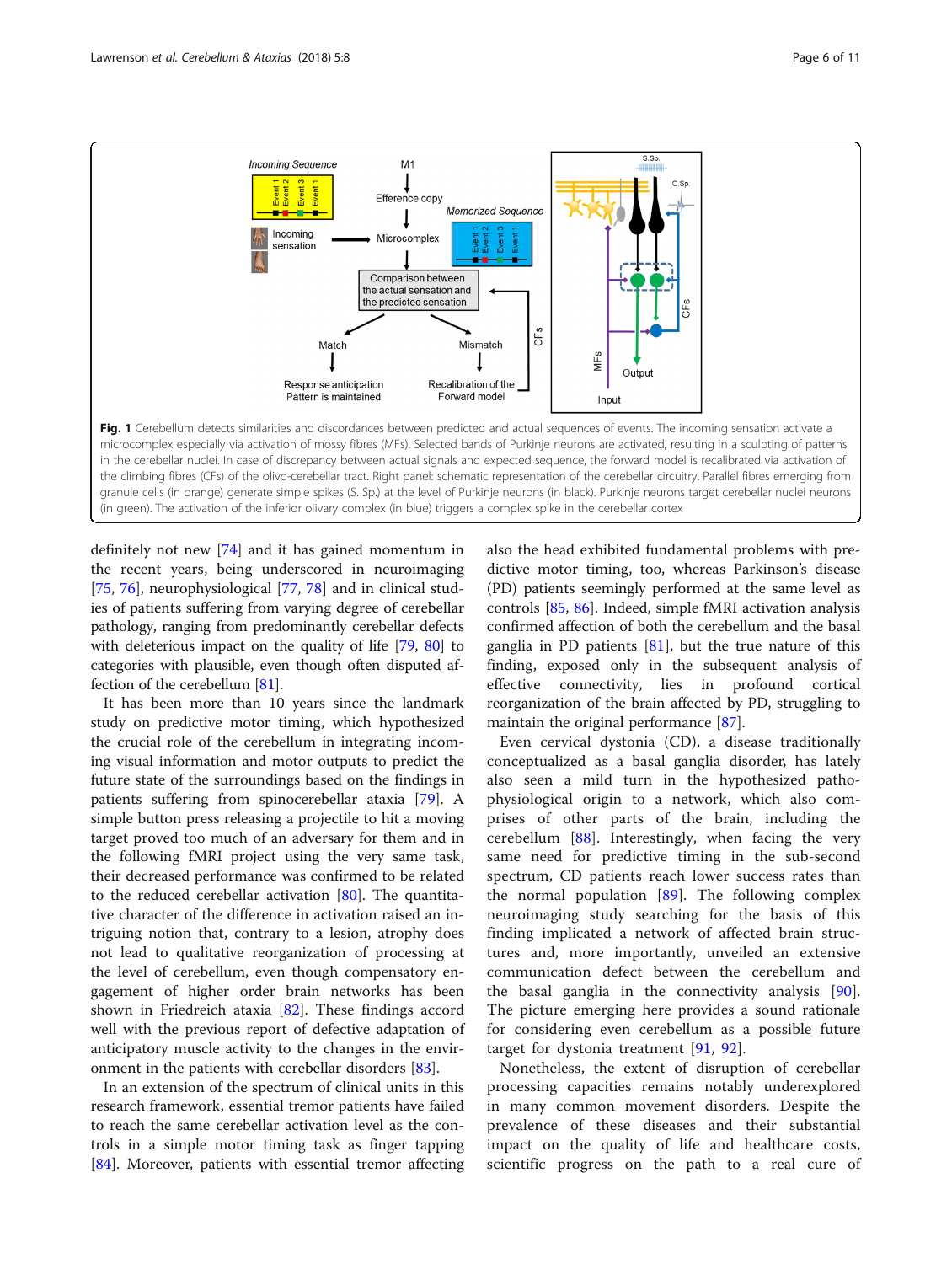**Fig. 1** Cerebellum detects similarities and discordances between predicted and actual sequences of events. The incoming sensation activate a microcomplex especially via activation of mossy fibres (MFs). Selected bands of Purkinje neurons are activated, resulting in a sculpting of patterns in the cerebellar nuclei. In case of discrepancy between actual signals and expected sequence, the forward model is recalibrated via activation of the climbing fibres (CFs) of the olivo-cerebellar tract. Right panel: schematic representation of the cerebellar circuitry. Parallel fibres emerging from granule cells (in orange) generate simple spikes (S. Sp.) at the level of Purkinje neurons (in black). Purkinje neurons target cerebellar nuclei neurons (in green). The activation of the inferior olivary complex (in blue) triggers a complex spike in the cerebellar cortex

definitely not new [74] and it has gained momentum in the recent years, being underscored in neuroimaging [75, 76], neurophysiological [77, 78] and in clinical studies of patients suffering from varying degree of cerebellar pathology, ranging from predominantly cerebellar defects with deleterious impact on the quality of life [79, 80] to categories with plausible, even though often disputed affection of the cerebellum [81].

It has been more than 10 years since the landmark study on predictive motor timing, which hypothesized the crucial role of the cerebellum in integrating incoming visual information and motor outputs to predict the future state of the surroundings based on the findings in patients suffering from spinocerebellar ataxia [79]. A simple button press releasing a projectile to hit a moving target proved too much of an adversary for them and in the following fMRI project using the very same task, their decreased performance was confirmed to be related to the reduced cerebellar activation [80]. The quantitative character of the difference in activation raised an intriguing notion that, contrary to a lesion, atrophy does not lead to qualitative reorganization of processing at the level of cerebellum, even though compensatory engagement of higher order brain networks has been shown in Friedreich ataxia [82]. These findings accord well with the previous report of defective adaptation of anticipatory muscle activity to the changes in the environment in the patients with cerebellar disorders [83].

In an extension of the spectrum of clinical units in this research framework, essential tremor patients have failed to reach the same cerebellar activation level as the controls in a simple motor timing task as finger tapping [84]. Moreover, patients with essential tremor affecting also the head exhibited fundamental problems with predictive motor timing, too, whereas Parkinson's disease (PD) patients seemingly performed at the same level as controls [85, 86]. Indeed, simple fMRI activation analysis confirmed affection of both the cerebellum and the basal ganglia in PD patients [81], but the true nature of this finding, exposed only in the subsequent analysis of effective connectivity, lies in profound cortical reorganization of the brain affected by PD, struggling to maintain the original performance [87].

Even cervical dystonia (CD), a disease traditionally conceptualized as a basal ganglia disorder, has lately also seen a mild turn in the hypothesized pathophysiological origin to a network, which also comprises of other parts of the brain, including the cerebellum [88]. Interestingly, when facing the very same need for predictive timing in the sub-second spectrum, CD patients reach lower success rates than the normal population [89]. The following complex neuroimaging study searching for the basis of this finding implicated a network of affected brain structures and, more importantly, unveiled an extensive communication defect between the cerebellum and the basal ganglia in the connectivity analysis [90]. The picture emerging here provides a sound rationale for considering even cerebellum as a possible future target for dystonia treatment [91, 92].

Nonetheless, the extent of disruption of cerebellar processing capacities remains notably underexplored in many common movement disorders. Despite the prevalence of these diseases and their substantial impact on the quality of life and healthcare costs, scientific progress on the path to a real cure of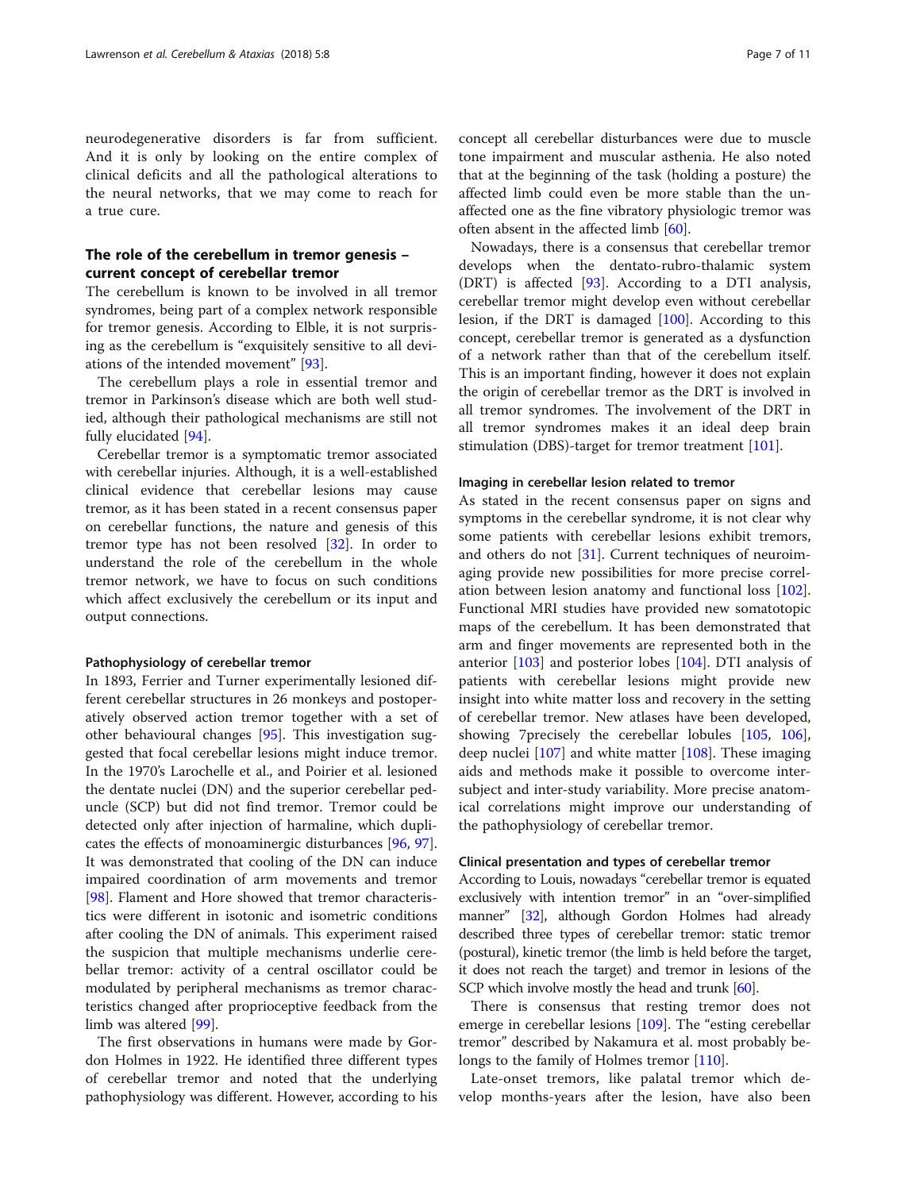neurodegenerative disorders is far from sufficient. And it is only by looking on the entire complex of clinical deficits and all the pathological alterations to the neural networks, that we may come to reach for a true cure.

## The role of the cerebellum in tremor genesis – current concept of cerebellar tremor

The cerebellum is known to be involved in all tremor syndromes, being part of a complex network responsible for tremor genesis. According to Elble, it is not surprising as the cerebellum is "exquisitely sensitive to all deviations of the intended movement" [93].

The cerebellum plays a role in essential tremor and tremor in Parkinson's disease which are both well studied, although their pathological mechanisms are still not fully elucidated [94].

Cerebellar tremor is a symptomatic tremor associated with cerebellar injuries. Although, it is a well-established clinical evidence that cerebellar lesions may cause tremor, as it has been stated in a recent consensus paper on cerebellar functions, the nature and genesis of this tremor type has not been resolved [32]. In order to understand the role of the cerebellum in the whole tremor network, we have to focus on such conditions which affect exclusively the cerebellum or its input and output connections.

### Pathophysiology of cerebellar tremor

In 1893, Ferrier and Turner experimentally lesioned different cerebellar structures in 26 monkeys and postoperatively observed action tremor together with a set of other behavioural changes [95]. This investigation suggested that focal cerebellar lesions might induce tremor. In the 1970's Larochelle et al., and Poirier et al. lesioned the dentate nuclei (DN) and the superior cerebellar peduncle (SCP) but did not find tremor. Tremor could be detected only after injection of harmaline, which duplicates the effects of monoaminergic disturbances [96, 97]. It was demonstrated that cooling of the DN can induce impaired coordination of arm movements and tremor [98]. Flament and Hore showed that tremor characteristics were different in isotonic and isometric conditions after cooling the DN of animals. This experiment raised the suspicion that multiple mechanisms underlie cerebellar tremor: activity of a central oscillator could be modulated by peripheral mechanisms as tremor characteristics changed after proprioceptive feedback from the limb was altered [99].

The first observations in humans were made by Gordon Holmes in 1922. He identified three different types of cerebellar tremor and noted that the underlying pathophysiology was different. However, according to his concept all cerebellar disturbances were due to muscle tone impairment and muscular asthenia. He also noted that at the beginning of the task (holding a posture) the affected limb could even be more stable than the unaffected one as the fine vibratory physiologic tremor was often absent in the affected limb [60].

Nowadays, there is a consensus that cerebellar tremor develops when the dentato-rubro-thalamic system (DRT) is affected [93]. According to a DTI analysis, cerebellar tremor might develop even without cerebellar lesion, if the DRT is damaged [100]. According to this concept, cerebellar tremor is generated as a dysfunction of a network rather than that of the cerebellum itself. This is an important finding, however it does not explain the origin of cerebellar tremor as the DRT is involved in all tremor syndromes. The involvement of the DRT in all tremor syndromes makes it an ideal deep brain stimulation (DBS)-target for tremor treatment [101].

### Imaging in cerebellar lesion related to tremor

As stated in the recent consensus paper on signs and symptoms in the cerebellar syndrome, it is not clear why some patients with cerebellar lesions exhibit tremors, and others do not [31]. Current techniques of neuroimaging provide new possibilities for more precise correlation between lesion anatomy and functional loss [102]. Functional MRI studies have provided new somatotopic maps of the cerebellum. It has been demonstrated that arm and finger movements are represented both in the anterior [103] and posterior lobes [104]. DTI analysis of patients with cerebellar lesions might provide new insight into white matter loss and recovery in the setting of cerebellar tremor. New atlases have been developed, showing 7precisely the cerebellar lobules [105, 106], deep nuclei [107] and white matter [108]. These imaging aids and methods make it possible to overcome inter-subject and inter-study variability. More precise anatomical correlations might improve our understanding of the pathophysiology of cerebellar tremor.

### Clinical presentation and types of cerebellar tremor

According to Louis, nowadays "cerebellar tremor is equated exclusively with intention tremor" in an "over-simplified manner" [32], although Gordon Holmes had already described three types of cerebellar tremor: static tremor (postural), kinetic tremor (the limb is held before the target, it does not reach the target) and tremor in lesions of the SCP which involve mostly the head and trunk [60].

There is consensus that resting tremor does not emerge in cerebellar lesions [109]. The "esting cerebellar tremor" described by Nakamura et al. most probably belongs to the family of Holmes tremor [110].

Late-onset tremors, like palatal tremor which develop months-years after the lesion, have also been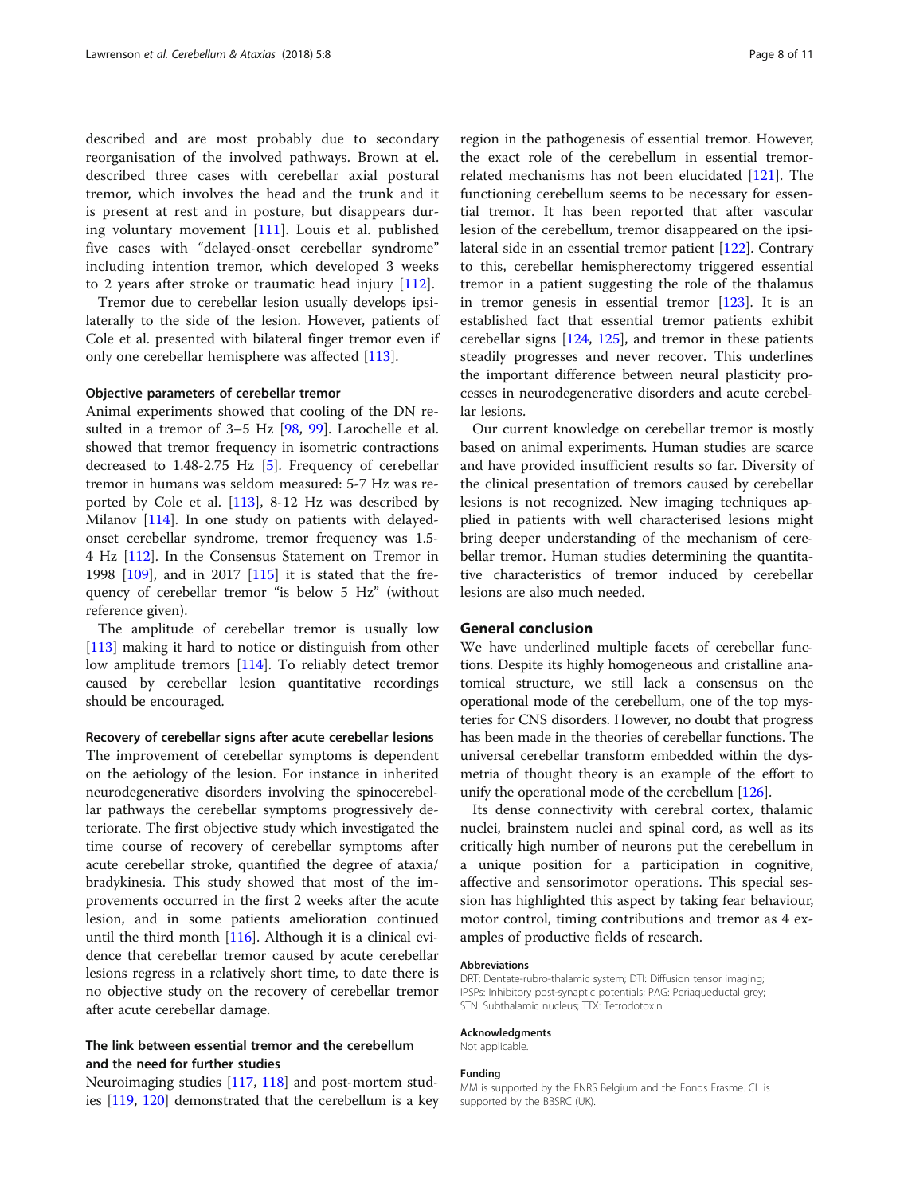described and are most probably due to secondary reorganisation of the involved pathways. Brown at el. described three cases with cerebellar axial postural tremor, which involves the head and the trunk and it is present at rest and in posture, but disappears during voluntary movement [111]. Louis et al. published five cases with "delayed-onset cerebellar syndrome" including intention tremor, which developed 3 weeks to 2 years after stroke or traumatic head injury [112].

Tremor due to cerebellar lesion usually develops ipsilaterally to the side of the lesion. However, patients of Cole et al. presented with bilateral finger tremor even if only one cerebellar hemisphere was affected [113].

#### Objective parameters of cerebellar tremor

Animal experiments showed that cooling of the DN resulted in a tremor of 3–5 Hz [98, 99]. Larochelle et al. showed that tremor frequency in isometric contractions decreased to 1.48-2.75 Hz [5]. Frequency of cerebellar tremor in humans was seldom measured: 5-7 Hz was reported by Cole et al. [113], 8-12 Hz was described by Milanov [114]. In one study on patients with delayed-onset cerebellar syndrome, tremor frequency was 1.5-4 Hz [112]. In the Consensus Statement on Tremor in 1998 [109], and in 2017 [115] it is stated that the frequency of cerebellar tremor "is below 5 Hz" (without reference given).

The amplitude of cerebellar tremor is usually low [113] making it hard to notice or distinguish from other low amplitude tremors [114]. To reliably detect tremor caused by cerebellar lesion quantitative recordings should be encouraged.

#### Recovery of cerebellar signs after acute cerebellar lesions

The improvement of cerebellar symptoms is dependent on the aetiology of the lesion. For instance in inherited neurodegenerative disorders involving the spinocerebellar pathways the cerebellar symptoms progressively deteriorate. The first objective study which investigated the time course of recovery of cerebellar symptoms after acute cerebellar stroke, quantified the degree of ataxia/bradykinesia. This study showed that most of the improvements occurred in the first 2 weeks after the acute lesion, and in some patients amelioration continued until the third month [116]. Although it is a clinical evidence that cerebellar tremor caused by acute cerebellar lesions regress in a relatively short time, to date there is no objective study on the recovery of cerebellar tremor after acute cerebellar damage.

### The link between essential tremor and the cerebellum and the need for further studies

Neuroimaging studies [117, 118] and post-mortem studies [119, 120] demonstrated that the cerebellum is a key region in the pathogenesis of essential tremor. However, the exact role of the cerebellum in essential tremor-related mechanisms has not been elucidated [121]. The functioning cerebellum seems to be necessary for essential tremor. It has been reported that after vascular lesion of the cerebellum, tremor disappeared on the ipsilateral side in an essential tremor patient [122]. Contrary to this, cerebellar hemispherectomy triggered essential tremor in a patient suggesting the role of the thalamus in tremor genesis in essential tremor [123]. It is an established fact that essential tremor patients exhibit cerebellar signs [124, 125], and tremor in these patients steadily progresses and never recover. This underlines the important difference between neural plasticity processes in neurodegenerative disorders and acute cerebellar lesions.

Our current knowledge on cerebellar tremor is mostly based on animal experiments. Human studies are scarce and have provided insufficient results so far. Diversity of the clinical presentation of tremors caused by cerebellar lesions is not recognized. New imaging techniques applied in patients with well characterised lesions might bring deeper understanding of the mechanism of cerebellar tremor. Human studies determining the quantitative characteristics of tremor induced by cerebellar lesions are also much needed.

## General conclusion

We have underlined multiple facets of cerebellar functions. Despite its highly homogeneous and cristalline anatomical structure, we still lack a consensus on the operational mode of the cerebellum, one of the top mysteries for CNS disorders. However, no doubt that progress has been made in the theories of cerebellar functions. The universal cerebellar transform embedded within the dysmetria of thought theory is an example of the effort to unify the operational mode of the cerebellum [126].

Its dense connectivity with cerebral cortex, thalamic nuclei, brainstem nuclei and spinal cord, as well as its critically high number of neurons put the cerebellum in a unique position for a participation in cognitive, affective and sensorimotor operations. This special session has highlighted this aspect by taking fear behaviour, motor control, timing contributions and tremor as 4 examples of productive fields of research.

#### Abbreviations

DRT: Dentate-rubro-thalamic system; DTI: Diffusion tensor imaging; IPSPs: Inhibitory post-synaptic potentials; PAG: Periaqueductal grey; STN: Subthalamic nucleus; TTX: Tetrodotoxin

#### Acknowledgments

Not applicable.

#### Funding

MM is supported by the FNRS Belgium and the Fonds Erasme. CL is supported by the BBSRC (UK).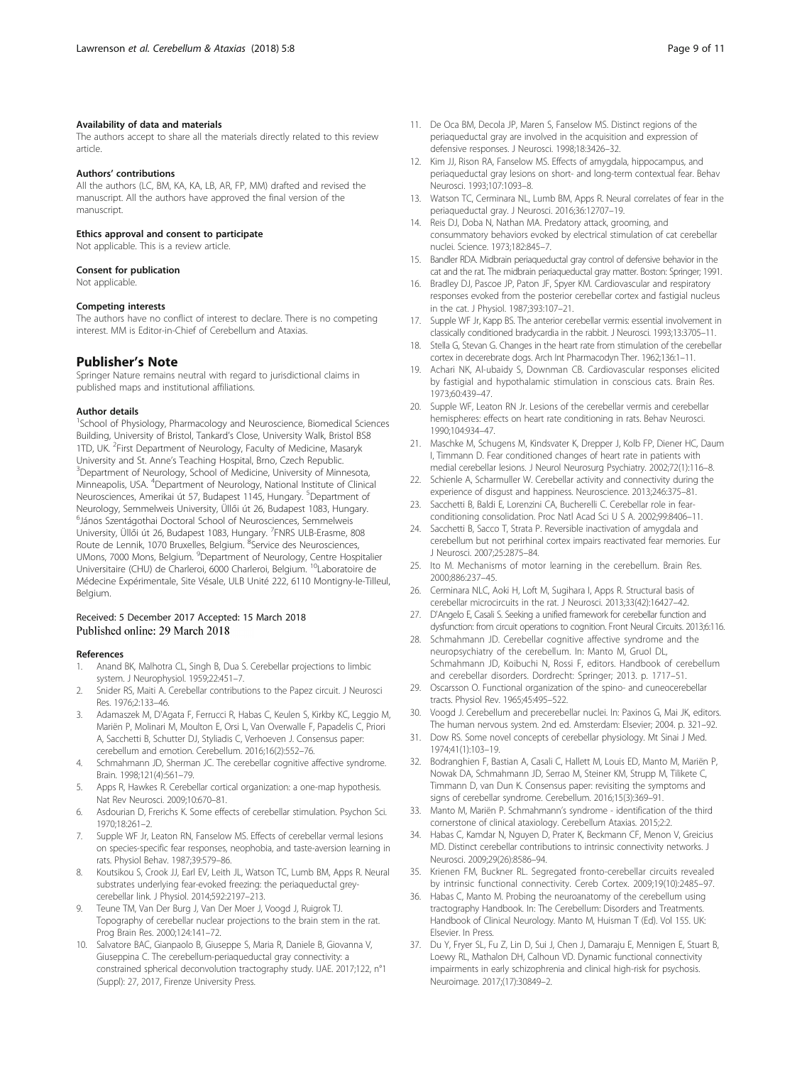#### Availability of data and materials

The authors accept to share all the materials directly related to this review article.

#### Authors' contributions

All the authors (LC, BM, KA, KA, LB, AR, FP, MM) drafted and revised the manuscript. All the authors have approved the final version of the manuscript.

#### Ethics approval and consent to participate

Not applicable. This is a review article.

#### Consent for publication

Not applicable.

#### Competing interests

The authors have no conflict of interest to declare. There is no competing interest. MM is Editor-in-Chief of Cerebellum and Ataxias.

## Publisher's Note

Springer Nature remains neutral with regard to jurisdictional claims in published maps and institutional affiliations.

#### Author details

[1]School of Physiology, Pharmacology and Neuroscience, Biomedical Sciences Building, University of Bristol, Tankard's Close, University Walk, Bristol BS8 1TD, UK. [2]First Department of Neurology, Faculty of Medicine, Masaryk University and St. Anne's Teaching Hospital, Brno, Czech Republic. [3]Department of Neurology, School of Medicine, University of Minnesota, Minneapolis, USA. [4]Department of Neurology, National Institute of Clinical Neurosciences, Amerikai út 57, Budapest 1145, Hungary. [5]Department of Neurology, Semmelweis University, Üllői út 26, Budapest 1083, Hungary. [6]János Szentágothai Doctoral School of Neurosciences, Semmelweis University, Üllői út 26, Budapest 1083, Hungary. [7]FNRS ULB-Erasme, 808 Route de Lennik, 1070 Bruxelles, Belgium. [8]Service des Neurosciences, UMons, 7000 Mons, Belgium. [9]Department of Neurology, Centre Hospitalier Universitaire (CHU) de Charleroi, 6000 Charleroi, Belgium. [10]Laboratoire de Médecine Expérimentale, Site Vésale, ULB Unité 222, 6110 Montigny-le-Tilleul, Belgium.

Received: 5 December 2017 Accepted: 15 March 2018
Published online: 29 March 2018

#### References

1. Anand BK, Malhotra CL, Singh B, Dua S. Cerebellar projections to limbic system. J Neurophysiol. 1959;22:451–7.
2. Snider RS, Maiti A. Cerebellar contributions to the Papez circuit. J Neurosci Res. 1976;2:133–46.
3. Adamaszek M, D'Agata F, Ferrucci R, Habas C, Keulen S, Kirkby KC, Leggio M, Mariën P, Molinari M, Moulton E, Orsi L, Van Overwalle F, Papadelis C, Priori A, Sacchetti B, Schutter DJ, Styliadis C, Verhoeven J. Consensus paper: cerebellum and emotion. Cerebellum. 2016;16(2):552–76.
4. Schmahmann JD, Sherman JC. The cerebellar cognitive affective syndrome. Brain. 1998;121(4):561–79.
5. Apps R, Hawkes R. Cerebellar cortical organization: a one-map hypothesis. Nat Rev Neurosci. 2009;10:670–81.
6. Asdourian D, Frerichs K. Some effects of cerebellar stimulation. Psychon Sci. 1970;18:261–2.
7. Supple WF Jr, Leaton RN, Fanselow MS. Effects of cerebellar vermal lesions on species-specific fear responses, neophobia, and taste-aversion learning in rats. Physiol Behav. 1987;39:579–86.
8. Koutsikou S, Crook JJ, Earl EV, Leith JL, Watson TC, Lumb BM, Apps R. Neural substrates underlying fear-evoked freezing: the periaqueductal grey-cerebellar link. J Physiol. 2014;592:2197–213.
9. Teune TM, Van Der Burg J, Van Der Moer J, Voogd J, Ruigrok TJ. Topography of cerebellar nuclear projections to the brain stem in the rat. Prog Brain Res. 2000;124:141–72.
10. Salvatore BAC, Gianpaolo B, Giuseppe S, Maria R, Daniele B, Giovanna V, Giuseppina C. The cerebellum-periaqueductal gray connectivity: a constrained spherical deconvolution tractography study. IJAE. 2017;122, n°1 (Suppl): 27, 2017, Firenze University Press.
11. De Oca BM, Decola JP, Maren S, Fanselow MS. Distinct regions of the periaqueductal gray are involved in the acquisition and expression of defensive responses. J Neurosci. 1998;18:3426–32.
12. Kim JJ, Rison RA, Fanselow MS. Effects of amygdala, hippocampus, and periaqueductal gray lesions on short- and long-term contextual fear. Behav Neurosci. 1993;107:1093–8.
13. Watson TC, Cerminara NL, Lumb BM, Apps R. Neural correlates of fear in the periaqueductal gray. J Neurosci. 2016;36:12707–19.
14. Reis DJ, Doba N, Nathan MA. Predatory attack, grooming, and consummatory behaviors evoked by electrical stimulation of cat cerebellar nuclei. Science. 1973;182:845–7.
15. Bandler RDA. Midbrain periaqueductal gray control of defensive behavior in the cat and the rat. The midbrain periaqueductal gray matter. Boston: Springer; 1991.
16. Bradley DJ, Pascoe JP, Paton JF, Spyer KM. Cardiovascular and respiratory responses evoked from the posterior cerebellar cortex and fastigial nucleus in the cat. J Physiol. 1987;393:107–21.
17. Supple WF Jr, Kapp BS. The anterior cerebellar vermis: essential involvement in classically conditioned bradycardia in the rabbit. J Neurosci. 1993;13:3705–11.
18. Stella G, Stevan G. Changes in the heart rate from stimulation of the cerebellar cortex in decerebrate dogs. Arch Int Pharmacodyn Ther. 1962;136:1–11.
19. Achari NK, Al-ubaidy S, Downman CB. Cardiovascular responses elicited by fastigial and hypothalamic stimulation in conscious cats. Brain Res. 1973;60:439–47.
20. Supple WF, Leaton RN Jr. Lesions of the cerebellar vermis and cerebellar hemispheres: effects on heart rate conditioning in rats. Behav Neurosci. 1990;104:934–47.
21. Maschke M, Schugens M, Kindsvater K, Drepper J, Kolb FP, Diener HC, Daum I, Timmann D. Fear conditioned changes of heart rate in patients with medial cerebellar lesions. J Neurol Neurosurg Psychiatry. 2002;72(1):116–8.
22. Schienle A, Scharmuller W. Cerebellar activity and connectivity during the experience of disgust and happiness. Neuroscience. 2013;246:375–81.
23. Sacchetti B, Baldi E, Lorenzini CA, Bucherelli C. Cerebellar role in fear-conditioning consolidation. Proc Natl Acad Sci U S A. 2002;99:8406–11.
24. Sacchetti B, Sacco T, Strata P. Reversible inactivation of amygdala and cerebellum but not perirhinal cortex impairs reactivated fear memories. Eur J Neurosci. 2007;25:2875–84.
25. Ito M. Mechanisms of motor learning in the cerebellum. Brain Res. 2000;886:237–45.
26. Cerminara NLC, Aoki H, Loft M, Sugihara I, Apps R. Structural basis of cerebellar microcircuits in the rat. J Neurosci. 2013;33(42):16427–42.
27. D'Angelo E, Casali S. Seeking a unified framework for cerebellar function and dysfunction: from circuit operations to cognition. Front Neural Circuits. 2013;6:116.
28. Schmahmann JD. Cerebellar cognitive affective syndrome and the neuropsychiatry of the cerebellum. In: Manto M, Gruol DL, Schmahmann JD, Koibuchi N, Rossi F, editors. Handbook of cerebellum and cerebellar disorders. Dordrecht: Springer; 2013. p. 1717–51.
29. Oscarsson O. Functional organization of the spino- and cuneocerebellar tracts. Physiol Rev. 1965;45:495–522.
30. Voogd J. Cerebellum and precerebellar nuclei. In: Paxinos G, Mai JK, editors. The human nervous system. 2nd ed. Amsterdam: Elsevier; 2004. p. 321–92.
31. Dow RS. Some novel concepts of cerebellar physiology. Mt Sinai J Med. 1974;41(1):103–19.
32. Bodranghien F, Bastian A, Casali C, Hallett M, Louis ED, Manto M, Mariën P, Nowak DA, Schmahmann JD, Serrao M, Steiner KM, Strupp M, Tilikete C, Timmann D, van Dun K. Consensus paper: revisiting the symptoms and signs of cerebellar syndrome. Cerebellum. 2016;15(3):369–91.
33. Manto M, Mariën P. Schmahmann's syndrome - identification of the third cornerstone of clinical ataxiology. Cerebellum Ataxias. 2015;2:2.
34. Habas C, Kamdar N, Nguyen D, Prater K, Beckmann CF, Menon V, Greicius MD. Distinct cerebellar contributions to intrinsic connectivity networks. J Neurosci. 2009;29(26):8586–94.
35. Krienen FM, Buckner RL. Segregated fronto-cerebellar circuits revealed by intrinsic functional connectivity. Cereb Cortex. 2009;19(10):2485–97.
36. Habas C, Manto M. Probing the neuroanatomy of the cerebellum using tractography Handbook. In: The Cerebellum: Disorders and Treatments. Handbook of Clinical Neurology. Manto M, Huisman T (Ed). Vol 155. UK: Elsevier. In Press.
37. Du Y, Fryer SL, Fu Z, Lin D, Sui J, Chen J, Damaraju E, Mennigen E, Stuart B, Loewy RL, Mathalon DH, Calhoun VD. Dynamic functional connectivity impairments in early schizophrenia and clinical high-risk for psychosis. Neuroimage. 2017;(17):30849–2.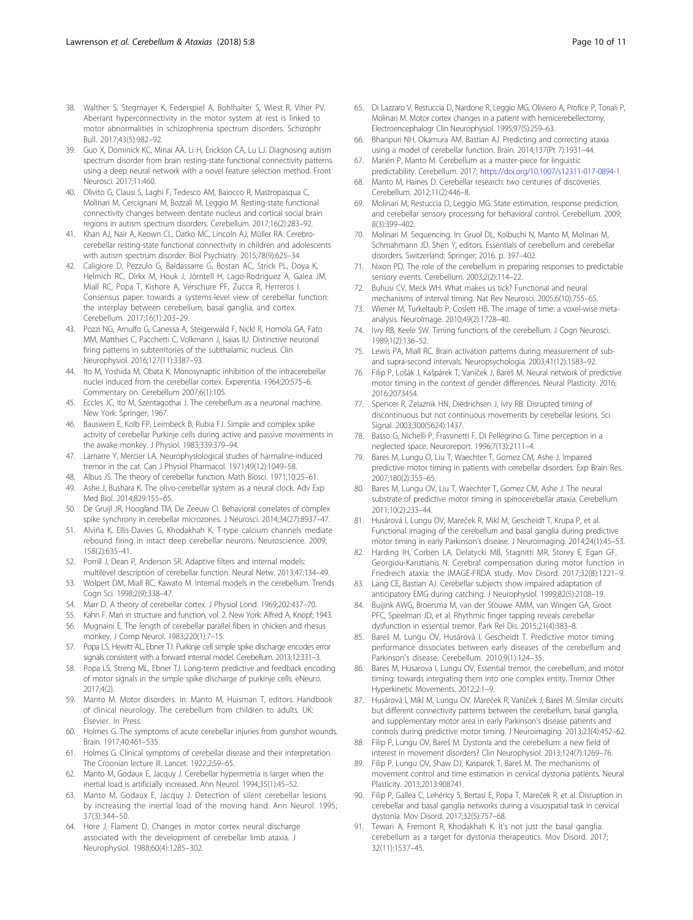38. Walther S, Stegmayer K, Federspiel A, Bohlhalter S, Wiest R, Viher PV. Aberrant hyperconnectivity in the motor system at rest is linked to motor abnormalities in schizophrenia spectrum disorders. Schizophr Bull. 2017;43(5):982–92.
39. Guo X, Dominick KC, Minai AA, Li H, Erickson CA, Lu LJ. Diagnosing autism spectrum disorder from brain resting-state functional connectivity patterns using a deep neural network with a novel feature selection method. Front Neurosci. 2017;11:460.
40. Olivito G, Clausi S, Laghi F, Tedesco AM, Baiocco R, Mastropasqua C, Molinari M, Cercignani M, Bozzali M, Leggio M. Resting-state functional connectivity changes between dentate nucleus and cortical social brain regions in autism spectrum disorders. Cerebellum. 2017;16(2):283–92.
41. Khan AJ, Nair A, Keown CL, Datko MC, Lincoln AJ, Müller RA. Cerebro-cerebellar resting-state functional connectivity in children and adolescents with autism spectrum disorder. Biol Psychiatry. 2015;78(9):625–34.
42. Caligiore D, Pezzulo G, Baldassarre G, Bostan AC, Strick PL, Doya K, Helmich RC, Dirkx M, Houk J, Jörntell H, Lago-Rodriguez A, Galea JM, Miall RC, Popa T, Kishore A, Verschure PF, Zucca R, Herreros I. Consensus paper: towards a systems-level view of cerebellar function: the interplay between cerebellum, basal ganglia, and cortex. Cerebellum. 2017;16(1):203–29.
43. Pozzi NG, Arnulfo G, Canessa A, Steigerwald F, Nickl R, Homola GA, Fato MM, Matthies C, Pacchetti C, Volkmann J, Isaias IU. Distinctive neuronal firing patterns in subterritories of the subthalamic nucleus. Clin Neurophysiol. 2016;127(11):3387–93.
44. Ito M, Yoshida M, Obata K. Monosynaptic inhibition of the intracerebellar nuclei induced from the cerebellar cortex. Experentia. 1964;20:575–6. Commentary on. Cerebellum 2007;6(1):105.
45. Eccles JC, Ito M, Szentagothai J. The cerebellum as a neuronal machine. New York: Springer; 1967.
46. Bauswein E, Kolb FP, Leimbeck B, Rubia FJ. Simple and complex spike activity of cerebellar Purkinje cells during active and passive movements in the awake monkey. J Physiol. 1983;339:379–94.
47. Lamarre Y, Mercier LA. Neurophysiological studies of harmaline-induced tremor in the cat. Can J Physiol Pharmacol. 1971;49(12):1049–58.
48. Albus JS. The theory of cerebellar function. Math Biosci. 1971;10:25–61.
49. Ashe J, Bushara K. The olivo-cerebellar system as a neural clock. Adv Exp Med Biol. 2014;829:155–65.
50. De Gruijl JR, Hoogland TM, De Zeeuw CI. Behavioral correlates of complex spike synchrony in cerebellar microzones. J Neurosci. 2014;34(27):8937–47.
51. Alviña K, Ellis-Davies G, Khodakhah K. T-type calcium channels mediate rebound firing in intact deep cerebellar neurons. Neuroscience. 2009; 158(2):635–41.
52. Porrill J, Dean P, Anderson SR. Adaptive filters and internal models: multilevel description of cerebellar function. Neural Netw. 2013;47:134–49.
53. Wolpert DM, Miall RC, Kawato M. Internal models in the cerebellum. Trends Cogn Sci. 1998;2(9):338–47.
54. Marr D. A theory of cerebellar cortex. J Physiol Lond. 1969;202:437–70.
55. Kahn F. Man in structure and function, vol. 2. New York: Alfred A, Knopf; 1943.
56. Mugnaini E. The length of cerebellar parallel fibers in chicken and rhesus monkey. J Comp Neurol. 1983;220(1):7–15.
57. Popa LS, Hewitt AL, Ebner TJ. Purkinje cell simple spike discharge encodes error signals consistent with a forward internal model. Cerebellum. 2013;12:331–3.
58. Popa LS, Streng ML, Ebner TJ. Long-term predictive and feedback encoding of motor signals in the simple spike discharge of purkinje cells. eNeuro. 2017;4(2).
59. Manto M. Motor disorders. In: Manto M, Huisman T, editors. Handbook of clinical neurology. The cerebellum from children to adults. UK: Elsevier. In Press.
60. Holmes G. The symptoms of acute cerebellar injuries from gunshot wounds. Brain. 1917;40:461–535.
61. Holmes G. Clinical symptoms of cerebellar disease and their interpretation. The Croonian lecture III. Lancet. 1922;2:59–65.
62. Manto M, Godaux E, Jacquy J. Cerebellar hypermetria is larger when the inertial load is artificially increased. Ann Neurol. 1994;35(1):45–52.
63. Manto M, Godaux E, Jacquy J. Detection of silent cerebellar lesions by increasing the inertial load of the moving hand. Ann Neurol. 1995; 37(3):344–50.
64. Hore J, Flament D. Changes in motor cortex neural discharge associated with the development of cerebellar limb ataxia. J Neurophysiol. 1988;60(4):1285–302.
65. Di Lazzaro V, Restuccia D, Nardone R, Leggio MG, Oliviero A, Profice P, Tonali P, Molinari M. Motor cortex changes in a patient with hemicerebellectomy. Electroencephalogr Clin Neurophysiol. 1995;97(5):259–63.
66. Bhanpuri NH, Okamura AM, Bastian AJ. Predicting and correcting ataxia using a model of cerebellar function. Brain. 2014;137(Pt 7):1931–44.
67. Mariën P, Manto M. Cerebellum as a master-piece for linguistic predictability. Cerebellum. 2017; https://doi.org/10.1007/s12311-017-0894-1.
68. Manto M, Haines D. Cerebellar research: two centuries of discoveries. Cerebellum. 2012;11(2):446–8.
69. Molinari M, Restuccia D, Leggio MG. State estimation, response prediction, and cerebellar sensory processing for behavioral control. Cerebellum. 2009; 8(3):399–402.
70. Molinari M. Sequencing. In: Gruol DL, Koibuchi N, Manto M, Molinari M, Schmahmann JD, Shen Y, editors. Essentials of cerebellum and cerebellar disorders. Switzerland: Springer; 2016. p. 397–402.
71. Nixon PD. The role of the cerebellum in preparing responses to predictable sensory events. Cerebellum. 2003;2(2):114–22.
72. Buhusi CV, Meck WH. What makes us tick? Functional and neural mechanisms of interval timing. Nat Rev Neurosci. 2005;6(10):755–65.
73. Wiener M, Turkeltaub P, Coslett HB. The image of time: a voxel-wise meta-analysis. NeuroImage. 2010;49(2):1728–40.
74. Ivry RB, Keele SW. Timing functions of the cerebellum. J Cogn Neurosci. 1989;1(2):136–52.
75. Lewis PA, Miall RC. Brain activation patterns during measurement of sub- and supra-second intervals. Neuropsychologia. 2003;41(12):1583–92.
76. Filip P, Lošák J, Kašpárek T, Vaníček J, Bareš M. Neural network of predictive motor timing in the context of gender differences. Neural Plasticity. 2016; 2016:2073454.
77. Spencer R, Zelaznik HN, Diedrichsen J, Ivry RB. Disrupted timing of discontinuous but not continuous movements by cerebellar lesions. Sci Signal. 2003;300(5624):1437.
78. Basso G, Nichelli P, Frassinetti F, Di Pellegrino G. Time perception in a neglected space. Neuroreport. 1996;7(13):2111–4.
79. Bares M, Lungu O, Liu T, Waechter T, Gomez CM, Ashe J. Impaired predictive motor timing in patients with cerebellar disorders. Exp Brain Res. 2007;180(2):355–65.
80. Bares M, Lungu OV, Liu T, Waechter T, Gomez CM, Ashe J. The neural substrate of predictive motor timing in spinocerebellar ataxia. Cerebellum. 2011;10(2):233–44.
81. Husárová I, Lungu OV, Mareček R, Mikl M, Gescheidt T, Krupa P, et al. Functional imaging of the cerebellum and basal ganglia during predictive motor timing in early Parkinson's disease. J Neuroimaging. 2014;24(1):45–53.
82. Harding IH, Corben LA, Delatycki MB, Stagnitti MR, Storey E, Egan GF, Georgiou-Karistianis N. Cerebral compensation during motor function in Friedreich ataxia: the IMAGE-FRDA study. Mov Disord. 2017;32(8):1221–9.
83. Lang CE, Bastian AJ. Cerebellar subjects show impaired adaptation of anticipatory EMG during catching. J Neurophysiol. 1999;82(5):2108–19.
84. Buijink AWG, Broersma M, van der Stouwe AMM, van Wingen GA, Groot PFC, Speelman JD, et al. Rhythmic finger tapping reveals cerebellar dysfunction in essential tremor. Park Rel Dis. 2015;21(4):383–8.
85. Bareš M, Lungu OV, Husárová I, Gescheidt T. Predictive motor timing performance dissociates between early diseases of the cerebellum and Parkinson's disease. Cerebellum. 2010;9(1):124–35.
86. Bares M, Husarova I, Lungu OV. Essential tremor, the cerebellum, and motor timing: towards integrating them into one complex entity. Tremor Other Hyperkinetic Movements. 2012;2:1–9.
87. Husárová I, Mikl M, Lungu OV, Mareček R, Vaníček J, Bareš M. Similar circuits but different connectivity patterns between the cerebellum, basal ganglia, and supplementary motor area in early Parkinson's disease patients and controls during predictive motor timing. J Neuroimaging. 2013;23(4):452–62.
88. Filip P, Lungu OV, Bareš M. Dystonia and the cerebellum: a new field of interest in movement disorders? Clin Neurophysiol. 2013;124(7):1269–76.
89. Filip P, Lungu OV, Shaw DJ, Kasparek T, Bareš M. The mechanisms of movement control and time estimation in cervical dystonia patients. Neural Plasticity. 2013;2013:908741.
90. Filip P, Gallea C, Lehéricy S, Bertasi E, Popa T, Mareček R, et al. Disruption in cerebellar and basal ganglia networks during a visuospatial task in cervical dystonia. Mov Disord. 2017;32(5):757–68.
91. Tewari A, Fremont R, Khodakhah K. It's not just the basal ganglia: cerebellum as a target for dystonia therapeutics. Mov Disord. 2017; 32(11):1537–45.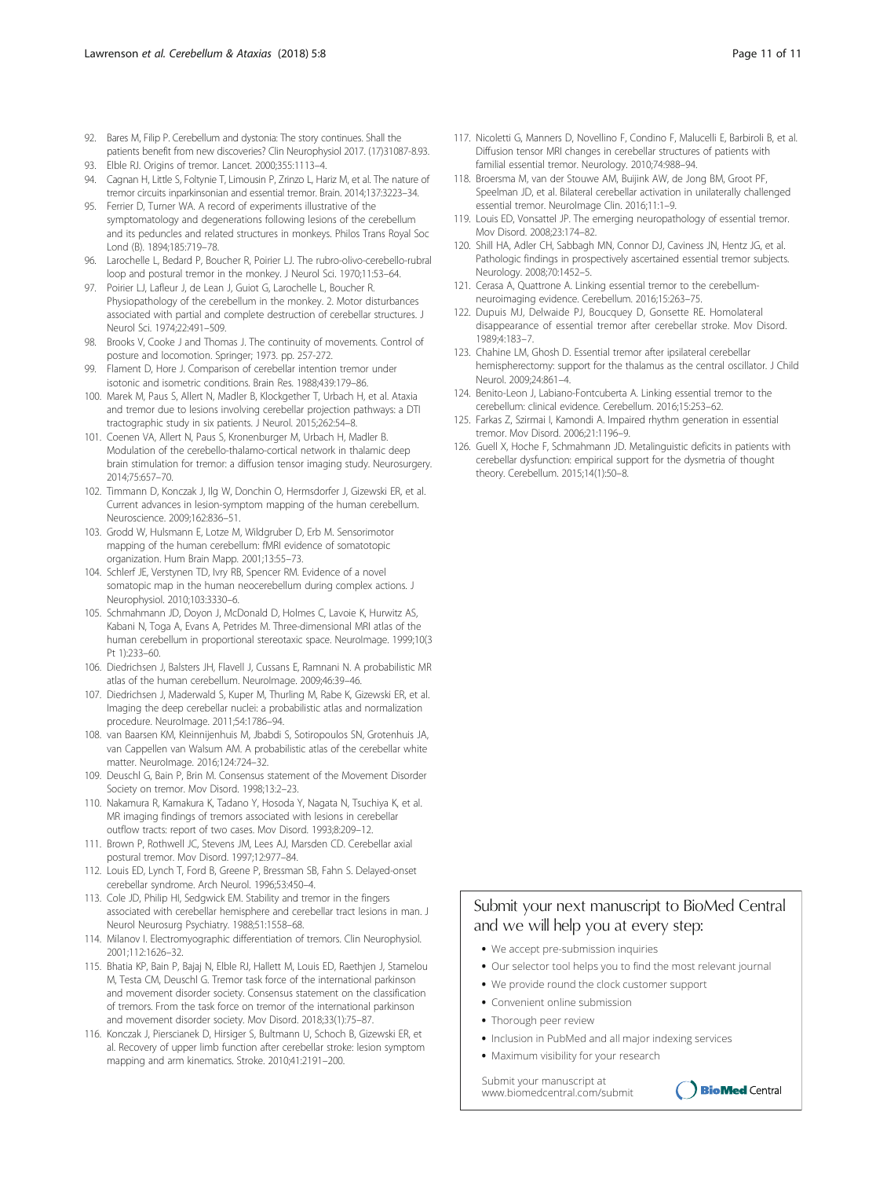92. Bares M, Filip P. Cerebellum and dystonia: The story continues. Shall the patients benefit from new discoveries? Clin Neurophysiol 2017. (17)31087-8.93.
93. Elble RJ. Origins of tremor. Lancet. 2000;355:1113–4.
94. Cagnan H, Little S, Foltynie T, Limousin P, Zrinzo L, Hariz M, et al. The nature of tremor circuits inparkinsonian and essential tremor. Brain. 2014;137:3223–34.
95. Ferrier D, Turner WA. A record of experiments illustrative of the symptomatology and degenerations following lesions of the cerebellum and its peduncles and related structures in monkeys. Philos Trans Royal Soc Lond (B). 1894;185:719–78.
96. Larochelle L, Bedard P, Boucher R, Poirier LJ. The rubro-olivo-cerebello-rubral loop and postural tremor in the monkey. J Neurol Sci. 1970;11:53–64.
97. Poirier LJ, Lafleur J, de Lean J, Guiot G, Larochelle L, Boucher R. Physiopathology of the cerebellum in the monkey. 2. Motor disturbances associated with partial and complete destruction of cerebellar structures. J Neurol Sci. 1974;22:491–509.
98. Brooks V, Cooke J and Thomas J. The continuity of movements. Control of posture and locomotion. Springer; 1973. pp. 257-272.
99. Flament D, Hore J. Comparison of cerebellar intention tremor under isotonic and isometric conditions. Brain Res. 1988;439:179–86.
100. Marek M, Paus S, Allert N, Madler B, Klockgether T, Urbach H, et al. Ataxia and tremor due to lesions involving cerebellar projection pathways: a DTI tractographic study in six patients. J Neurol. 2015;262:54–8.
101. Coenen VA, Allert N, Paus S, Kronenburger M, Urbach H, Madler B. Modulation of the cerebello-thalamo-cortical network in thalamic deep brain stimulation for tremor: a diffusion tensor imaging study. Neurosurgery. 2014;75:657–70.
102. Timmann D, Konczak J, Ilg W, Donchin O, Hermsdorfer J, Gizewski ER, et al. Current advances in lesion-symptom mapping of the human cerebellum. Neuroscience. 2009;162:836–51.
103. Grodd W, Hulsmann E, Lotze M, Wildgruber D, Erb M. Sensorimotor mapping of the human cerebellum: fMRI evidence of somatotopic organization. Hum Brain Mapp. 2001;13:55–73.
104. Schlerf JE, Verstynen TD, Ivry RB, Spencer RM. Evidence of a novel somatopic map in the human neocerebellum during complex actions. J Neurophysiol. 2010;103:3330–6.
105. Schmahmann JD, Doyon J, McDonald D, Holmes C, Lavoie K, Hurwitz AS, Kabani N, Toga A, Evans A, Petrides M. Three-dimensional MRI atlas of the human cerebellum in proportional stereotaxic space. NeuroImage. 1999;10(3 Pt 1):233–60.
106. Diedrichsen J, Balsters JH, Flavell J, Cussans E, Ramnani N. A probabilistic MR atlas of the human cerebellum. NeuroImage. 2009;46:39–46.
107. Diedrichsen J, Maderwald S, Kuper M, Thurling M, Rabe K, Gizewski ER, et al. Imaging the deep cerebellar nuclei: a probabilistic atlas and normalization procedure. NeuroImage. 2011;54:1786–94.
108. van Baarsen KM, Kleinnijenhuis M, Jbabdi S, Sotiropoulos SN, Grotenhuis JA, van Cappellen van Walsum AM. A probabilistic atlas of the cerebellar white matter. NeuroImage. 2016;124:724–32.
109. Deuschl G, Bain P, Brin M. Consensus statement of the Movement Disorder Society on tremor. Mov Disord. 1998;13:2–23.
110. Nakamura R, Kamakura K, Tadano Y, Hosoda Y, Nagata N, Tsuchiya K, et al. MR imaging findings of tremors associated with lesions in cerebellar outflow tracts: report of two cases. Mov Disord. 1993;8:209–12.
111. Brown P, Rothwell JC, Stevens JM, Lees AJ, Marsden CD. Cerebellar axial postural tremor. Mov Disord. 1997;12:977–84.
112. Louis ED, Lynch T, Ford B, Greene P, Bressman SB, Fahn S. Delayed-onset cerebellar syndrome. Arch Neurol. 1996;53:450–4.
113. Cole JD, Philip HI, Sedgwick EM. Stability and tremor in the fingers associated with cerebellar hemisphere and cerebellar tract lesions in man. J Neurol Neurosurg Psychiatry. 1988;51:1558–68.
114. Milanov I. Electromyographic differentiation of tremors. Clin Neurophysiol. 2001;112:1626–32.
115. Bhatia KP, Bain P, Bajaj N, Elble RJ, Hallett M, Louis ED, Raethjen J, Stamelou M, Testa CM, Deuschl G. Tremor task force of the international parkinson and movement disorder society. Consensus statement on the classification of tremors. From the task force on tremor of the international parkinson and movement disorder society. Mov Disord. 2018;33(1):75–87.
116. Konczak J, Pierscianek D, Hirsiger S, Bultmann U, Schoch B, Gizewski ER, et al. Recovery of upper limb function after cerebellar stroke: lesion symptom mapping and arm kinematics. Stroke. 2010;41:2191–200.
117. Nicoletti G, Manners D, Novellino F, Condino F, Malucelli E, Barbiroli B, et al. Diffusion tensor MRI changes in cerebellar structures of patients with familial essential tremor. Neurology. 2010;74:988–94.
118. Broersma M, van der Stouwe AM, Buijink AW, de Jong BM, Groot PF, Speelman JD, et al. Bilateral cerebellar activation in unilaterally challenged essential tremor. NeuroImage Clin. 2016;11:1–9.
119. Louis ED, Vonsattel JP. The emerging neuropathology of essential tremor. Mov Disord. 2008;23:174–82.
120. Shill HA, Adler CH, Sabbagh MN, Connor DJ, Caviness JN, Hentz JG, et al. Pathologic findings in prospectively ascertained essential tremor subjects. Neurology. 2008;70:1452–5.
121. Cerasa A, Quattrone A. Linking essential tremor to the cerebellum-neuroimaging evidence. Cerebellum. 2016;15:263–75.
122. Dupuis MJ, Delwaide PJ, Boucquey D, Gonsette RE. Homolateral disappearance of essential tremor after cerebellar stroke. Mov Disord. 1989;4:183–7.
123. Chahine LM, Ghosh D. Essential tremor after ipsilateral cerebellar hemispherectomy: support for the thalamus as the central oscillator. J Child Neurol. 2009;24:861–4.
124. Benito-Leon J, Labiano-Fontcuberta A. Linking essential tremor to the cerebellum: clinical evidence. Cerebellum. 2016;15:253–62.
125. Farkas Z, Szirmai I, Kamondi A. Impaired rhythm generation in essential tremor. Mov Disord. 2006;21:1196–9.
126. Guell X, Hoche F, Schmahmann JD. Metalinguistic deficits in patients with cerebellar dysfunction: empirical support for the dysmetria of thought theory. Cerebellum. 2015;14(1):50–8.

Submit your next manuscript to BioMed Central and we will help you at every step:

- We accept pre-submission inquiries
- Our selector tool helps you to find the most relevant journal
- We provide round the clock customer support
- Convenient online submission
- Thorough peer review
- Inclusion in PubMed and all major indexing services
- Maximum visibility for your research

Submit your manuscript at www.biomedcentral.com/submit

BioMed Central